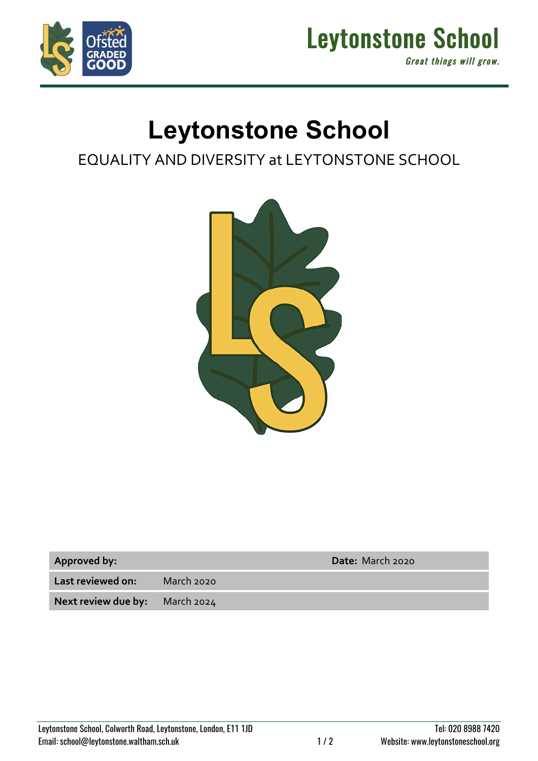# Leytonstone School

EQUALITY AND DIVERSITY at LEYTONSTONE SCHOOL

| **Approved by:** | | **Date:** March 2020 |
|---|---|---|
| **Last reviewed on:** | March 2020 | |
| **Next review due by:** | March 2024 | |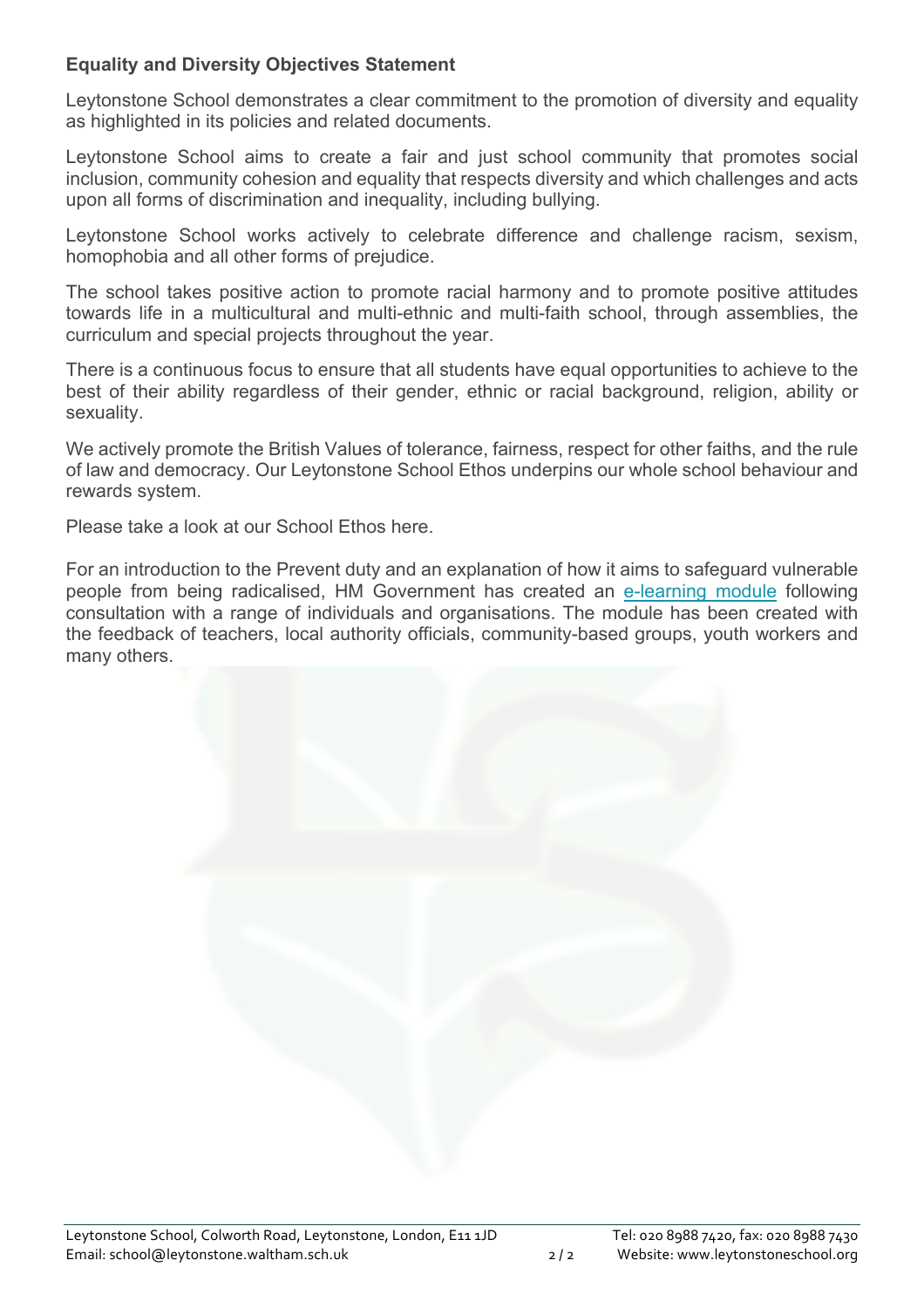**Equality and Diversity Objectives Statement**

Leytonstone School demonstrates a clear commitment to the promotion of diversity and equality as highlighted in its policies and related documents.

Leytonstone School aims to create a fair and just school community that promotes social inclusion, community cohesion and equality that respects diversity and which challenges and acts upon all forms of discrimination and inequality, including bullying.

Leytonstone School works actively to celebrate difference and challenge racism, sexism, homophobia and all other forms of prejudice.

The school takes positive action to promote racial harmony and to promote positive attitudes towards life in a multicultural and multi-ethnic and multi-faith school, through assemblies, the curriculum and special projects throughout the year.

There is a continuous focus to ensure that all students have equal opportunities to achieve to the best of their ability regardless of their gender, ethnic or racial background, religion, ability or sexuality.

We actively promote the British Values of tolerance, fairness, respect for other faiths, and the rule of law and democracy. Our Leytonstone School Ethos underpins our whole school behaviour and rewards system.

Please take a look at our School Ethos here.

For an introduction to the Prevent duty and an explanation of how it aims to safeguard vulnerable people from being radicalised, HM Government has created an e-learning module following consultation with a range of individuals and organisations. The module has been created with the feedback of teachers, local authority officials, community-based groups, youth workers and many others.